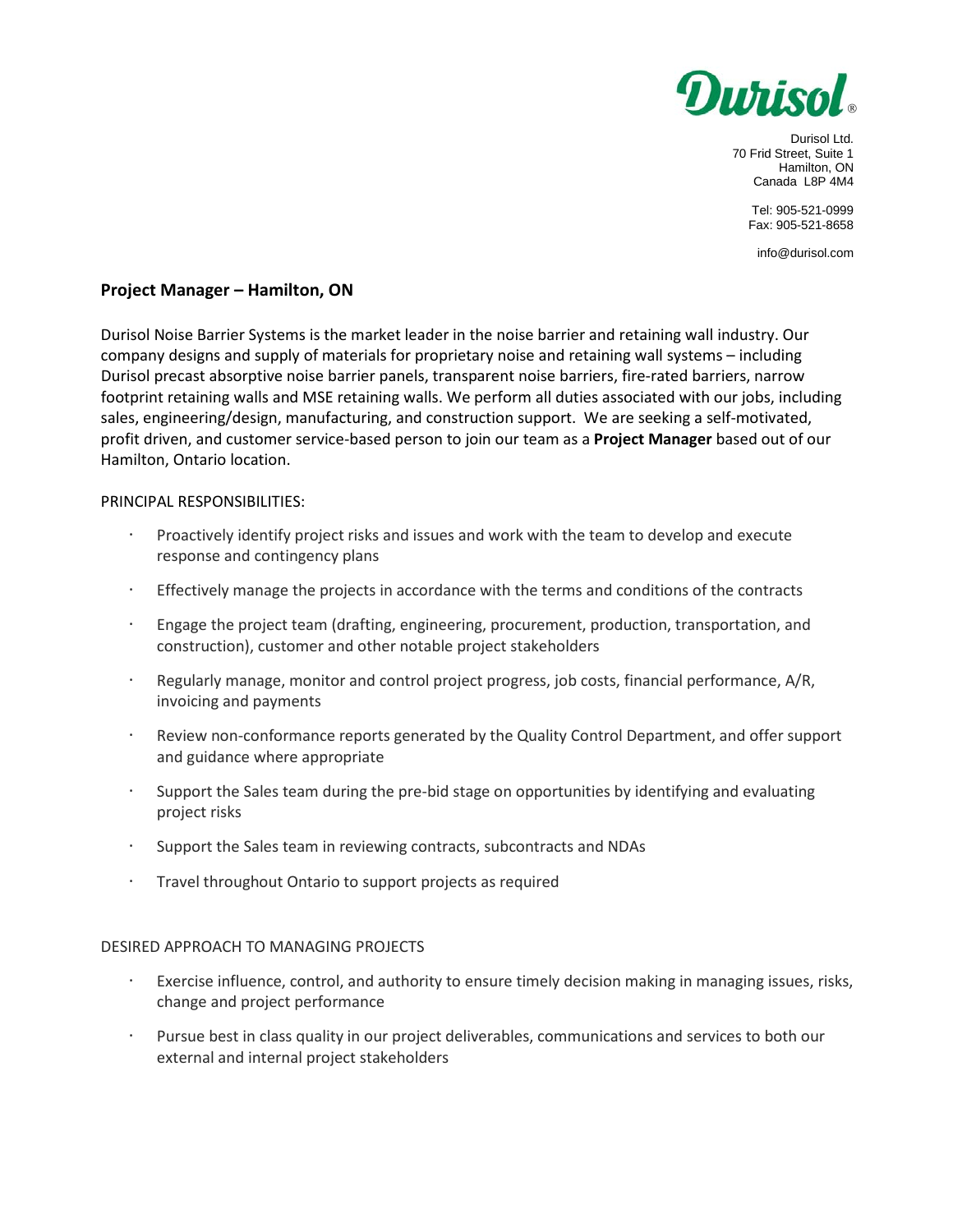Durisol®

Durisol Ltd.
70 Frid Street, Suite 1
Hamilton, ON
Canada L8P 4M4

Tel: 905-521-0999
Fax: 905-521-8658

info@durisol.com

## Project Manager – Hamilton, ON

Durisol Noise Barrier Systems is the market leader in the noise barrier and retaining wall industry. Our company designs and supply of materials for proprietary noise and retaining wall systems – including Durisol precast absorptive noise barrier panels, transparent noise barriers, fire-rated barriers, narrow footprint retaining walls and MSE retaining walls. We perform all duties associated with our jobs, including sales, engineering/design, manufacturing, and construction support. We are seeking a self-motivated, profit driven, and customer service-based person to join our team as a **Project Manager** based out of our Hamilton, Ontario location.

PRINCIPAL RESPONSIBILITIES:

- Proactively identify project risks and issues and work with the team to develop and execute response and contingency plans
- Effectively manage the projects in accordance with the terms and conditions of the contracts
- Engage the project team (drafting, engineering, procurement, production, transportation, and construction), customer and other notable project stakeholders
- Regularly manage, monitor and control project progress, job costs, financial performance, A/R, invoicing and payments
- Review non-conformance reports generated by the Quality Control Department, and offer support and guidance where appropriate
- Support the Sales team during the pre-bid stage on opportunities by identifying and evaluating project risks
- Support the Sales team in reviewing contracts, subcontracts and NDAs
- Travel throughout Ontario to support projects as required

DESIRED APPROACH TO MANAGING PROJECTS

- Exercise influence, control, and authority to ensure timely decision making in managing issues, risks, change and project performance
- Pursue best in class quality in our project deliverables, communications and services to both our external and internal project stakeholders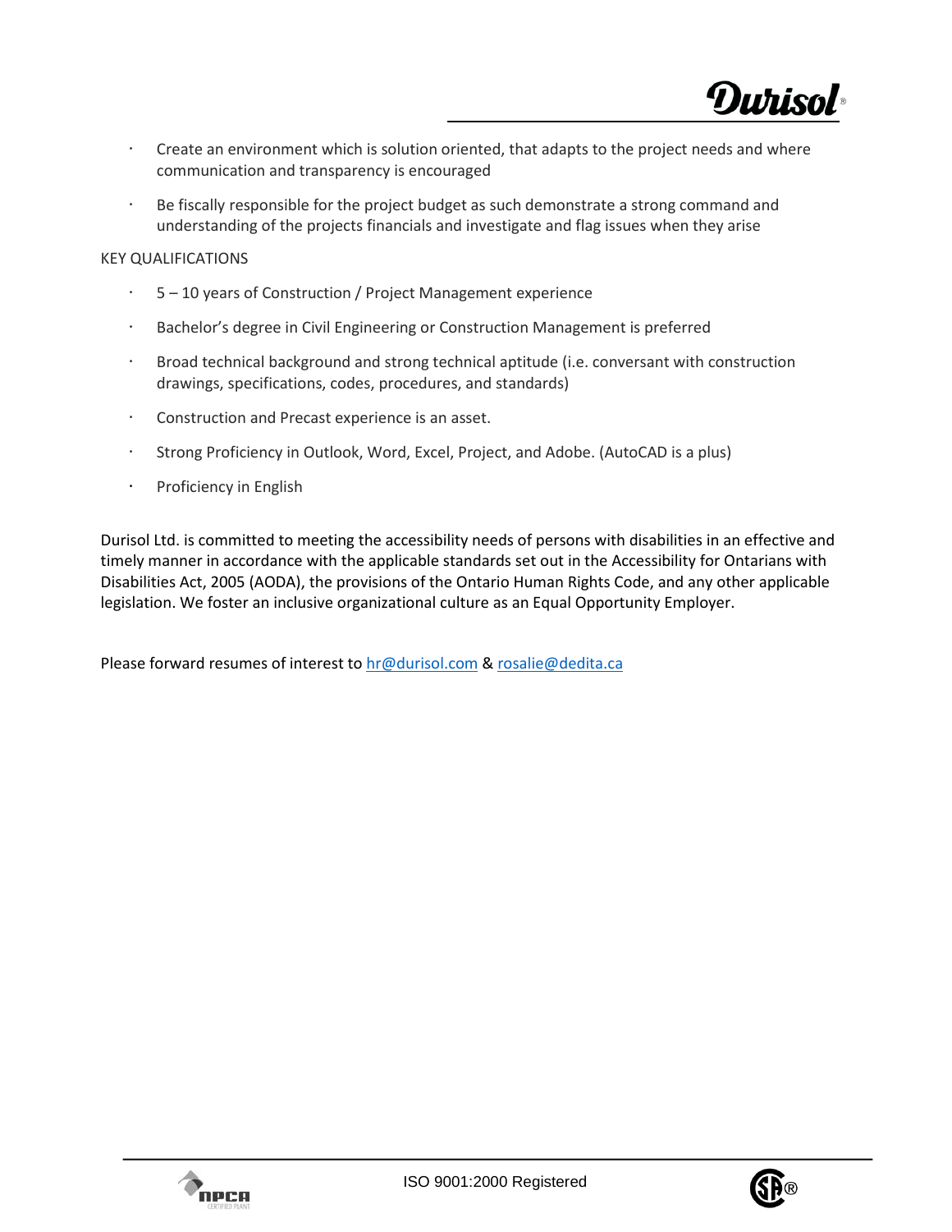- Create an environment which is solution oriented, that adapts to the project needs and where communication and transparency is encouraged
- Be fiscally responsible for the project budget as such demonstrate a strong command and understanding of the projects financials and investigate and flag issues when they arise

KEY QUALIFICATIONS

- 5 – 10 years of Construction / Project Management experience
- Bachelor's degree in Civil Engineering or Construction Management is preferred
- Broad technical background and strong technical aptitude (i.e. conversant with construction drawings, specifications, codes, procedures, and standards)
- Construction and Precast experience is an asset.
- Strong Proficiency in Outlook, Word, Excel, Project, and Adobe. (AutoCAD is a plus)
- Proficiency in English

Durisol Ltd. is committed to meeting the accessibility needs of persons with disabilities in an effective and timely manner in accordance with the applicable standards set out in the Accessibility for Ontarians with Disabilities Act, 2005 (AODA), the provisions of the Ontario Human Rights Code, and any other applicable legislation. We foster an inclusive organizational culture as an Equal Opportunity Employer.

Please forward resumes of interest to hr@durisol.com & rosalie@dedita.ca